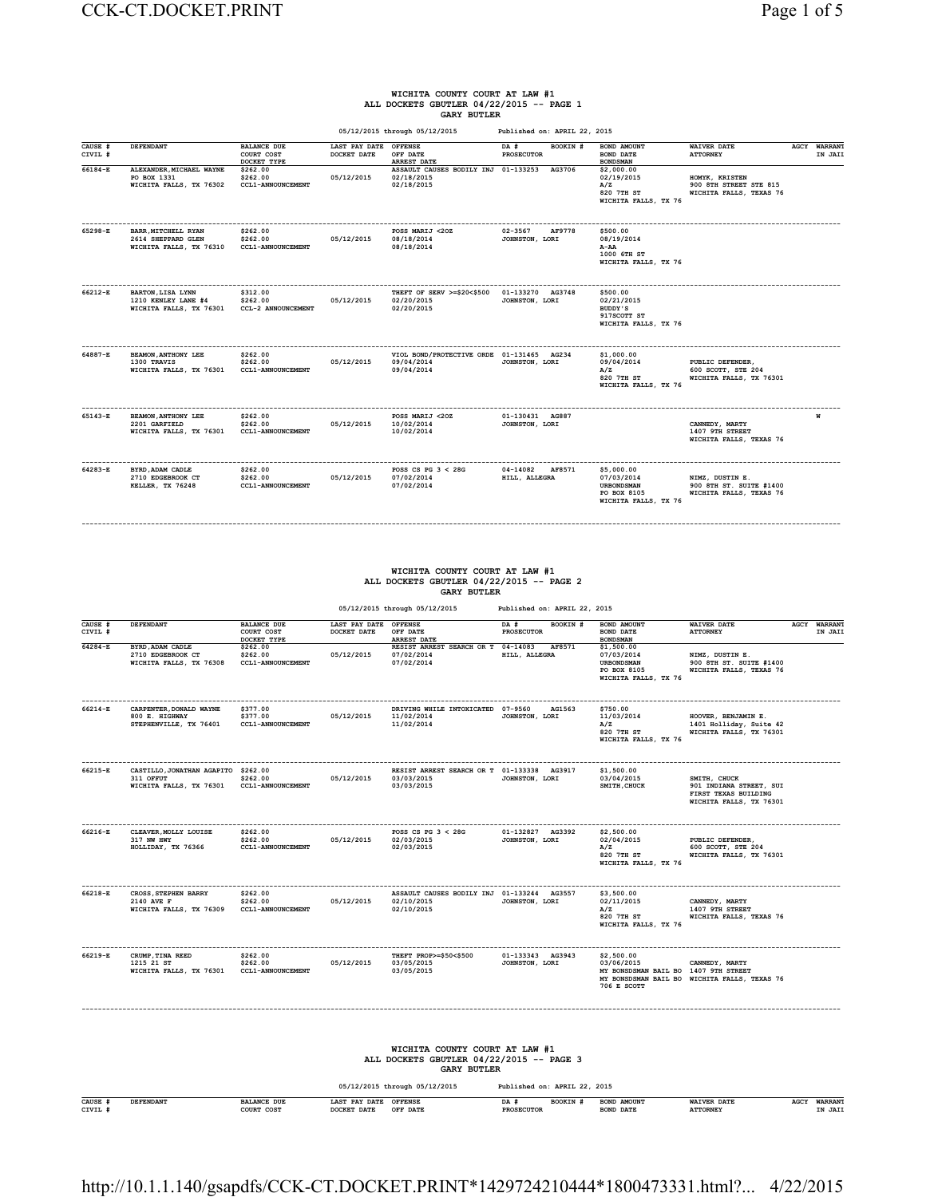# WICHITA COUNTY COURT AT LAW #1
## ALL DOCKETS GBUTLER 04/22/2015 -- PAGE 1
### GARY BUTLER

05/12/2015 through 05/12/2015 Published on: APRIL 22, 2015

| CAUSE # CIVIL # | DEFENDANT | BALANCE DUE COURT COST DOCKET TYPE | LAST PAY DATE DOCKET DATE | OFFENSE OFF DATE ARREST DATE | DA # PROSECUTOR | BOOKIN # | BOND AMOUNT BOND DATE BONDSMAN | WAIVER DATE ATTORNEY | AGCY | WARRANT IN JAIL |
|---|---|---|---|---|---|---|---|---|---|---|
| 66184-E | ALEXANDER,MICHAEL WAYNE PO BOX 1331 WICHITA FALLS, TX 76302 | $262.00 $262.00 CCL1-ANNOUNCEMENT | 05/12/2015 | ASSAULT CAUSES BODILY INJ 02/18/2015 02/18/2015 | 01-133253 | AG3706 | $2,000.00 02/19/2015 A/Z 820 7TH ST WICHITA FALLS, TX 76 | HOMYK, KRISTEN 900 8TH STREET STE 815 WICHITA FALLS, TEXAS 76 | | |
| 65298-E | BARR,MITCHELL RYAN 2614 SHEPPARD GLEN WICHITA FALLS, TX 76310 | $262.00 $262.00 CCL1-ANNOUNCEMENT | 05/12/2015 | POSS MARIJ <2OZ 08/18/2014 08/18/2014 | 02-3567 JOHNSTON, LORI | AF9778 | $500.00 08/19/2014 A-AA 1000 6TH ST WICHITA FALLS, TX 76 | | | |
| 66212-E | BARTON,LISA LYNN 1210 KENLEY LANE #4 WICHITA FALLS, TX 76301 | $312.00 $262.00 CCL-2 ANNOUNCEMENT | 05/12/2015 | THEFT OF SERV >=$20<$500 02/20/2015 02/20/2015 | 01-133270 JOHNSTON, LORI | AG3748 | $500.00 02/21/2015 BUDDY'S 917SCOTT ST WICHITA FALLS, TX 76 | | | |
| 64887-E | BEAMON,ANTHONY LEE 1300 TRAVIS WICHITA FALLS, TX 76301 | $262.00 $262.00 CCL1-ANNOUNCEMENT | 05/12/2015 | VIOL BOND/PROTECTIVE ORDE 09/04/2014 09/04/2014 | 01-131465 JOHNSTON, LORI | AG234 | $1,000.00 09/04/2014 A/Z 820 7TH ST WICHITA FALLS, TX 76 | PUBLIC DEFENDER, 600 SCOTT, STE 204 WICHITA FALLS, TX 76301 | | |
| 65143-E | BEAMON,ANTHONY LEE 2201 GARFIELD WICHITA FALLS, TX 76301 | $262.00 $262.00 CCL1-ANNOUNCEMENT | 05/12/2015 | POSS MARIJ <2OZ 10/02/2014 10/02/2014 | 01-130431 JOHNSTON, LORI | AG887 | | CANNEDY, MARTY 1407 9TH STREET WICHITA FALLS, TEXAS 76 | | W |
| 64283-E | BYRD,ADAM CADLE 2710 EDGEBROOK CT KELLER, TX 76248 | $262.00 $262.00 CCL1-ANNOUNCEMENT | 05/12/2015 | POSS CS PG 3 < 28G 07/02/2014 07/02/2014 | 04-14082 HILL, ALLEGRA | AF8571 | $5,000.00 07/03/2014 URBONDSMAN PO BOX 8105 WICHITA FALLS, TX 76 | NIMZ, DUSTIN E. 900 8TH ST. SUITE #1400 WICHITA FALLS, TEXAS 76 | | |

# WICHITA COUNTY COURT AT LAW #1
## ALL DOCKETS GBUTLER 04/22/2015 -- PAGE 2
### GARY BUTLER

05/12/2015 through 05/12/2015 Published on: APRIL 22, 2015

| CAUSE # CIVIL # | DEFENDANT | BALANCE DUE COURT COST DOCKET TYPE | LAST PAY DATE DOCKET DATE | OFFENSE OFF DATE ARREST DATE | DA # PROSECUTOR | BOOKIN # | BOND AMOUNT BOND DATE BONDSMAN | WAIVER DATE ATTORNEY | AGCY | WARRANT IN JAIL |
|---|---|---|---|---|---|---|---|---|---|---|
| 64284-E | BYRD,ADAM CADLE 2710 EDGEBROOK CT WICHITA FALLS, TX 76308 | $262.00 $262.00 CCL1-ANNOUNCEMENT | 05/12/2015 | RESIST ARREST SEARCH OR T 07/02/2014 07/02/2014 | 04-14083 HILL, ALLEGRA | AF8571 | $1,500.00 07/03/2014 URBONDSMAN PO BOX 8105 WICHITA FALLS, TX 76 | NIMZ, DUSTIN E. 900 8TH ST. SUITE #1400 WICHITA FALLS, TEXAS 76 | | |
| 66214-E | CARPENTER,DONALD WAYNE 800 E. HIGHWAY STEPHENVILLE, TX 76401 | $377.00 $377.00 CCL1-ANNOUNCEMENT | 05/12/2015 | DRIVING WHILE INTOXICATED 11/02/2014 11/02/2014 | 07-9560 JOHNSTON, LORI | AG1563 | $750.00 11/03/2014 A/Z 820 7TH ST WICHITA FALLS, TX 76 | HOOVER, BENJAMIN E. 1401 Holliday, Suite 42 WICHITA FALLS, TX 76301 | | |
| 66215-E | CASTILLO,JONATHAN AGAPITO 311 OFFUT WICHITA FALLS, TX 76301 | $262.00 $262.00 CCL1-ANNOUNCEMENT | 05/12/2015 | RESIST ARREST SEARCH OR T 03/03/2015 03/03/2015 | 01-133338 JOHNSTON, LORI | AG3917 | $1,500.00 03/04/2015 SMITH,CHUCK | SMITH, CHUCK 901 INDIANA STREET, SUI FIRST TEXAS BUILDING WICHITA FALLS, TX 76301 | | |
| 66216-E | CLEAVER,MOLLY LOUISE 317 NW HWY HOLLIDAY, TX 76366 | $262.00 $262.00 CCL1-ANNOUNCEMENT | 05/12/2015 | POSS CS PG 3 < 28G 02/03/2015 02/03/2015 | 01-132827 JOHNSTON, LORI | AG3392 | $2,500.00 02/04/2015 A/Z 820 7TH ST WICHITA FALLS, TX 76 | PUBLIC DEFENDER, 600 SCOTT, STE 204 WICHITA FALLS, TX 76301 | | |
| 66218-E | CROSS,STEPHEN BARRY 2140 AVE F WICHITA FALLS, TX 76309 | $262.00 $262.00 CCL1-ANNOUNCEMENT | 05/12/2015 | ASSAULT CAUSES BODILY INJ 02/10/2015 02/10/2015 | 01-133244 JOHNSTON, LORI | AG3557 | $3,500.00 02/11/2015 A/Z 820 7TH ST WICHITA FALLS, TX 76 | CANNEDY, MARTY 1407 9TH STREET WICHITA FALLS, TEXAS 76 | | |
| 66219-E | CRUMP,TINA REED 1215 21 ST WICHITA FALLS, TX 76301 | $262.00 $262.00 CCL1-ANNOUNCEMENT | 05/12/2015 | THEFT PROP>=$50<$500 03/05/2015 03/05/2015 | 01-133343 JOHNSTON, LORI | AG3943 | $2,500.00 03/06/2015 MY BONDSMAN BAIL BO MY BONDSMAN BAIL BO 706 E SCOTT | CANNEDY, MARTY 1407 9TH STREET WICHITA FALLS, TEXAS 76 | | |

# WICHITA COUNTY COURT AT LAW #1
## ALL DOCKETS GBUTLER 04/22/2015 -- PAGE 3
### GARY BUTLER

05/12/2015 through 05/12/2015 Published on: APRIL 22, 2015

| CAUSE # CIVIL # | DEFENDANT | BALANCE DUE COURT COST | LAST PAY DATE DOCKET DATE | OFFENSE OFF DATE | DA # PROSECUTOR | BOOKIN # | BOND AMOUNT BOND DATE | WAIVER DATE ATTORNEY | AGCY | WARRANT IN JAIL |
|---|---|---|---|---|---|---|---|---|---|---|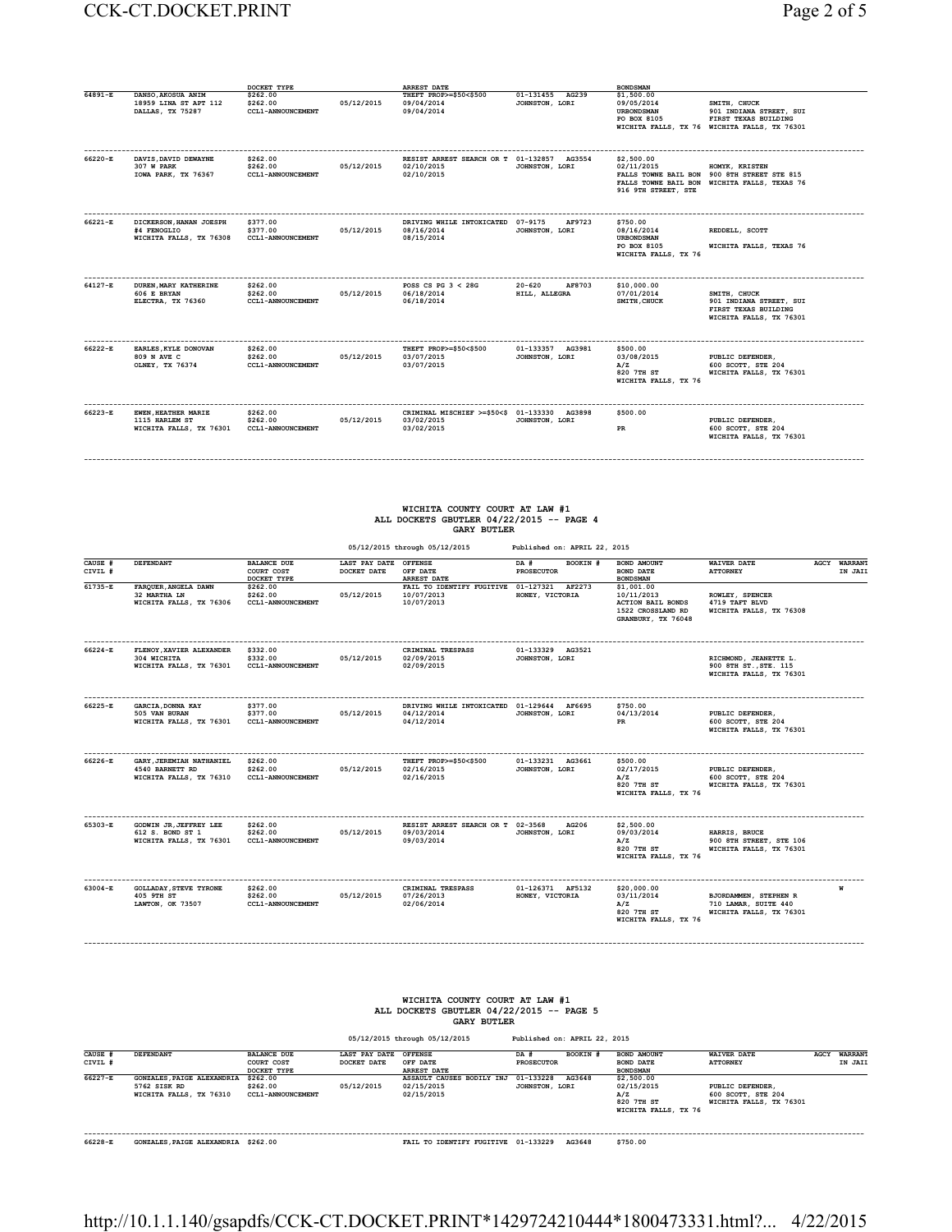| CAUSE # CIVIL # | DEFENDANT | BALANCE DUE COURT COST DOCKET TYPE | LAST PAY DATE DOCKET DATE | OFFENSE OFF DATE ARREST DATE | DA # BOOKIN # PROSECUTOR | BOND AMOUNT BOND DATE BONDSMAN | WAIVER DATE ATTORNEY | AGCY | WARRANT IN JAIL |
|---|---|---|---|---|---|---|---|---|---|
| 64891-E | DANSO,AKOSUA ANIM 18959 LINA ST APT 112 DALLAS, TX 75287 | $262.00 $262.00 CCL1-ANNOUNCEMENT | 05/12/2015 | THEFT PROP>=$50<$500 09/04/2014 09/04/2014 | 01-131455 AG239 JOHNSTON, LORI | $1,500.00 09/05/2014 URBONDSMAN PO BOX 8105 WICHITA FALLS, TX 76 | SMITH, CHUCK 901 INDIANA STREET, SUI FIRST TEXAS BUILDING WICHITA FALLS, TX 76301 | | |
| 66220-E | DAVIS,DAVID DEWAYNE 307 W PARK IOWA PARK, TX 76367 | $262.00 $262.00 CCL1-ANNOUNCEMENT | 05/12/2015 | RESIST ARREST SEARCH OR T 02/10/2015 02/10/2015 | 01-132857 AG3554 JOHNSTON, LORI | $2,500.00 02/11/2015 FALLS TOWNE BAIL BON FALLS TOWNE BAIL BON 916 9TH STREET, STE | HOMYK, KRISTEN 900 8TH STREET STE 815 WICHITA FALLS, TEXAS 76 | | |
| 66221-E | DICKERSON,HANAN JOESPH #4 FENOGLIO WICHITA FALLS, TX 76308 | $377.00 $377.00 CCL1-ANNOUNCEMENT | 05/12/2015 | DRIVING WHILE INTOXICATED 08/16/2014 08/15/2014 | 07-9175 AF9723 JOHNSTON, LORI | $750.00 08/16/2014 URBONDSMAN PO BOX 8105 WICHITA FALLS, TX 76 | REDDELL, SCOTT WICHITA FALLS, TEXAS 76 | | |
| 64127-E | DUREN,MARY KATHERINE 606 E BRYAN ELECTRA, TX 76360 | $262.00 $262.00 CCL1-ANNOUNCEMENT | 05/12/2015 | POSS CS PG 3 < 28G 06/18/2014 06/18/2014 | 20-620 AF8703 HILL, ALLEGRA | $10,000.00 07/01/2014 SMITH,CHUCK | SMITH, CHUCK 901 INDIANA STREET, SUI FIRST TEXAS BUILDING WICHITA FALLS, TX 76301 | | |
| 66222-E | EARLES,KYLE DONOVAN 809 N AVE C OLNEY, TX 76374 | $262.00 $262.00 CCL1-ANNOUNCEMENT | 05/12/2015 | THEFT PROP>=$50<$500 03/07/2015 03/07/2015 | 01-133357 AG3981 JOHNSTON, LORI | $500.00 03/08/2015 A/Z 820 7TH ST WICHITA FALLS, TX 76 | PUBLIC DEFENDER, 600 SCOTT, STE 204 WICHITA FALLS, TX 76301 | | |
| 66223-E | EWEN,HEATHER MARIE 1115 HARLEM ST WICHITA FALLS, TX 76301 | $262.00 $262.00 CCL1-ANNOUNCEMENT | 05/12/2015 | CRIMINAL MISCHIEF >=$50<$ 03/02/2015 03/02/2015 | 01-133330 AG3898 JOHNSTON, LORI | $500.00 PR | PUBLIC DEFENDER, 600 SCOTT, STE 204 WICHITA FALLS, TX 76301 | | |

WICHITA COUNTY COURT AT LAW #1
ALL DOCKETS GBUTLER 04/22/2015 -- PAGE 4
GARY BUTLER

05/12/2015 through 05/12/2015 Published on: APRIL 22, 2015

| CAUSE # CIVIL # | DEFENDANT | BALANCE DUE COURT COST DOCKET TYPE | LAST PAY DATE DOCKET DATE | OFFENSE OFF DATE ARREST DATE | DA # BOOKIN # PROSECUTOR | BOND AMOUNT BOND DATE BONDSMAN | WAIVER DATE ATTORNEY | AGCY | WARRANT IN JAIL |
|---|---|---|---|---|---|---|---|---|---|
| 61735-E | FARQUER,ANGELA DAWN 32 MARTHA LN WICHITA FALLS, TX 76306 | $262.00 $262.00 CCL1-ANNOUNCEMENT | 05/12/2015 | FAIL TO IDENTIFY FUGITIVE 10/07/2013 10/07/2013 | 01-127321 AF2273 HONEY, VICTORIA | $1,001.00 10/11/2013 ACTION BAIL BONDS 1522 CROSSLAND RD GRANBURY, TX 76048 | ROWLEY, SPENCER 4719 TAFT BLVD WICHITA FALLS, TX 76308 | | |
| 66224-E | FLENOY,XAVIER ALEXANDER 304 WICHITA WICHITA FALLS, TX 76301 | $332.00 $332.00 CCL1-ANNOUNCEMENT | 05/12/2015 | CRIMINAL TRESPASS 02/09/2015 02/09/2015 | 01-133329 AG3521 JOHNSTON, LORI | | RICHMOND, JEANETTE L. 900 8TH ST.,STE. 115 WICHITA FALLS, TX 76301 | | |
| 66225-E | GARCIA,DONNA KAY 505 VAN BURAN WICHITA FALLS, TX 76301 | $377.00 $377.00 CCL1-ANNOUNCEMENT | 05/12/2015 | DRIVING WHILE INTOXICATED 04/12/2014 04/12/2014 | 01-129644 AF6695 JOHNSTON, LORI | $750.00 04/13/2014 PR | PUBLIC DEFENDER, 600 SCOTT, STE 204 WICHITA FALLS, TX 76301 | | |
| 66226-E | GARY,JEREMIAH NATHANIEL 4540 BARNETT RD WICHITA FALLS, TX 76310 | $262.00 $262.00 CCL1-ANNOUNCEMENT | 05/12/2015 | THEFT PROP>=$50<$500 02/16/2015 02/16/2015 | 01-133231 AG3661 JOHNSTON, LORI | $500.00 02/17/2015 A/Z 820 7TH ST WICHITA FALLS, TX 76 | PUBLIC DEFENDER, 600 SCOTT, STE 204 WICHITA FALLS, TX 76301 | | |
| 65303-E | GODWIN JR,JEFFREY LEE 612 S. BOND ST 1 WICHITA FALLS, TX 76301 | $262.00 $262.00 CCL1-ANNOUNCEMENT | 05/12/2015 | RESIST ARREST SEARCH OR T 09/03/2014 09/03/2014 | 02-3568 AG206 JOHNSTON, LORI | $2,500.00 09/03/2014 A/Z 820 7TH ST WICHITA FALLS, TX 76 | HARRIS, BRUCE 900 8TH STREET, STE 106 WICHITA FALLS, TX 76301 | | |
| 63004-E | GOLLADAY,STEVE TYRONE 405 9TH ST LAWTON, OK 73507 | $262.00 $262.00 CCL1-ANNOUNCEMENT | 05/12/2015 | CRIMINAL TRESPASS 07/26/2013 02/06/2014 | 01-126371 AF5132 HONEY, VICTORIA | $20,000.00 03/11/2014 A/Z 820 7TH ST WICHITA FALLS, TX 76 | BJORDAMMEN, STEPHEN R 710 LAMAR, SUITE 440 WICHITA FALLS, TX 76301 | | W |

WICHITA COUNTY COURT AT LAW #1
ALL DOCKETS GBUTLER 04/22/2015 -- PAGE 5
GARY BUTLER

05/12/2015 through 05/12/2015 Published on: APRIL 22, 2015

| CAUSE # CIVIL # | DEFENDANT | BALANCE DUE COURT COST DOCKET TYPE | LAST PAY DATE DOCKET DATE | OFFENSE OFF DATE ARREST DATE | DA # BOOKIN # PROSECUTOR | BOND AMOUNT BOND DATE BONDSMAN | WAIVER DATE ATTORNEY | AGCY | WARRANT IN JAIL |
|---|---|---|---|---|---|---|---|---|---|
| 66227-E | GONZALES,PAIGE ALEXANDRIA 5762 SISK RD WICHITA FALLS, TX 76310 | $262.00 $262.00 CCL1-ANNOUNCEMENT | 05/12/2015 | ASSAULT CAUSES BODILY INJ 02/15/2015 02/15/2015 | 01-133228 AG3648 JOHNSTON, LORI | $2,500.00 02/15/2015 A/Z 820 7TH ST WICHITA FALLS, TX 76 | PUBLIC DEFENDER, 600 SCOTT, STE 204 WICHITA FALLS, TX 76301 | | |
| 66228-E | GONZALES,PAIGE ALEXANDRIA | $262.00 | | FAIL TO IDENTIFY FUGITIVE | 01-133229 AG3648 | $750.00 | | | |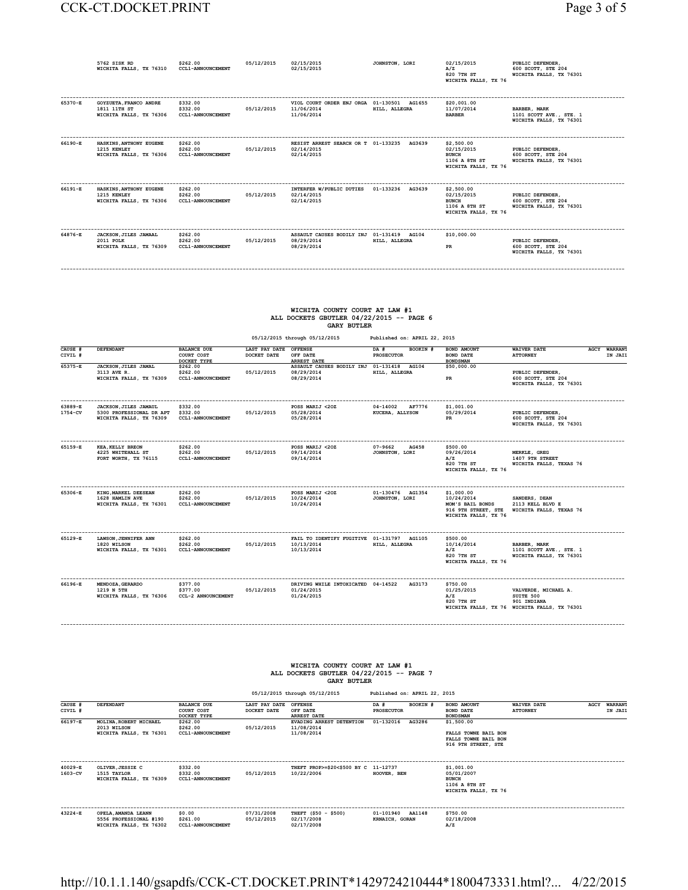| CAUSE # CIVIL # | DEFENDANT | BALANCE DUE COURT COST DOCKET TYPE | LAST PAY DATE DOCKET DATE | OFFENSE OFF DATE ARREST DATE | DA # BOOKIN # PROSECUTOR | BOND AMOUNT BOND DATE BONDSMAN | WAIVER DATE ATTORNEY | AGCY | WARRANT IN JAIL |
|---|---|---|---|---|---|---|---|---|---|
| | 5762 SISK RD WICHITA FALLS, TX 76310 | $262.00 CCL1-ANNOUNCEMENT | 05/12/2015 | 02/15/2015 02/15/2015 | JOHNSTON, LORI | 02/15/2015 A/Z 820 7TH ST WICHITA FALLS, TX 76 | PUBLIC DEFENDER, 600 SCOTT, STE 204 WICHITA FALLS, TX 76301 | | |
| 65370-E | GOYZUETA,FRANCO ANDRE 1811 11TH ST WICHITA FALLS, TX 76306 | $332.00 $332.00 CCL1-ANNOUNCEMENT | 05/12/2015 | VIOL COURT ORDER ENJ ORGA 11/06/2014 11/06/2014 | 01-130501 AG1655 HILL, ALLEGRA | $20,001.00 11/07/2014 BARBER | BARBER, MARK 1101 SCOTT AVE., STE. 1 WICHITA FALLS, TX 76301 | | |
| 66190-E | HASKINS,ANTHONY EUGENE 1215 KENLEY WICHITA FALLS, TX 76306 | $262.00 $262.00 CCL1-ANNOUNCEMENT | 05/12/2015 | RESIST ARREST SEARCH OR T 02/14/2015 02/14/2015 | 01-133235 AG3639 | $2,500.00 02/15/2015 BUNCH 1106 A 8TH ST WICHITA FALLS, TX 76 | PUBLIC DEFENDER, 600 SCOTT, STE 204 WICHITA FALLS, TX 76301 | | |
| 66191-E | HASKINS,ANTHONY EUGENE 1215 KENLEY WICHITA FALLS, TX 76306 | $262.00 $262.00 CCL1-ANNOUNCEMENT | 05/12/2015 | INTERFER W/PUBLIC DUTIES 02/14/2015 02/14/2015 | 01-133236 AG3639 | $2,500.00 02/15/2015 BUNCH 1106 A 8TH ST WICHITA FALLS, TX 76 | PUBLIC DEFENDER, 600 SCOTT, STE 204 WICHITA FALLS, TX 76301 | | |
| 64876-E | JACKSON,JILES JAMAAL 2011 POLK WICHITA FALLS, TX 76309 | $262.00 $262.00 CCL1-ANNOUNCEMENT | 05/12/2015 | ASSAULT CAUSES BODILY INJ 08/29/2014 08/29/2014 | 01-131419 AG104 HILL, ALLEGRA | $10,000.00 PR | PUBLIC DEFENDER, 600 SCOTT, STE 204 WICHITA FALLS, TX 76301 | | |

## WICHITA COUNTY COURT AT LAW #1
## ALL DOCKETS GBUTLER 04/22/2015 -- PAGE 6
## GARY BUTLER

05/12/2015 through 05/12/2015 Published on: APRIL 22, 2015

| CAUSE # CIVIL # | DEFENDANT | BALANCE DUE COURT COST DOCKET TYPE | LAST PAY DATE DOCKET DATE | OFFENSE OFF DATE ARREST DATE | DA # BOOKIN # PROSECUTOR | BOND AMOUNT BOND DATE BONDSMAN | WAIVER DATE ATTORNEY | AGCY | WARRANT IN JAIL |
|---|---|---|---|---|---|---|---|---|---|
| 65375-E | JACKSON,JILES JAMAL 3113 AVE R. WICHITA FALLS, TX 76309 | $262.00 $262.00 CCL1-ANNOUNCEMENT | 05/12/2015 | ASSAULT CAUSES BODILY INJ 08/29/2014 08/29/2014 | 01-131418 AG104 HILL, ALLEGRA | $50,000.00 PR | PUBLIC DEFENDER, 600 SCOTT, STE 204 WICHITA FALLS, TX 76301 | | |
| 63889-E 1754-CV | JACKSON,JILES JAMAUL 5300 PROFESSIONAL DR APT WICHITA FALLS, TX 76309 | $332.00 $332.00 CCL1-ANNOUNCEMENT | 05/12/2015 | POSS MARIJ <2OZ 05/28/2014 05/28/2014 | 04-14002 AF7776 KUCERA, ALLYSON | $1,001.00 05/29/2014 PR | PUBLIC DEFENDER, 600 SCOTT, STE 204 WICHITA FALLS, TX 76301 | | |
| 65159-E | KEA,KELLY BREON 4225 WHITEHALL ST FORT WORTH, TX 76115 | $262.00 $262.00 CCL1-ANNOUNCEMENT | 05/12/2015 | POSS MARIJ <2OZ 09/14/2014 09/14/2014 | 07-9662 AG458 JOHNSTON, LORI | $500.00 09/26/2014 A/Z 820 7TH ST WICHITA FALLS, TX 76 | MERKLE, GREG 1407 9TH STREET WICHITA FALLS, TEXAS 76 | | |
| 65306-E | KING,MARKEL DEESEAN 1628 HAMLIN AVE WICHITA FALLS, TX 76301 | $262.00 $262.00 CCL1-ANNOUNCEMENT | 05/12/2015 | POSS MARIJ <2OZ 10/24/2014 10/24/2014 | 01-130476 AG1354 JOHNSTON, LORI | $1,000.00 10/24/2014 MOM'S BAIL BONDS 916 9TH STREET, STE WICHITA FALLS, TX 76 | SANDERS, DEAN 2113 KELL BLVD E WICHITA FALLS, TEXAS 76 | | |
| 65129-E | LAWSON,JENNIFER ANN 1820 WILSON WICHITA FALLS, TX 76301 | $262.00 $262.00 CCL1-ANNOUNCEMENT | 05/12/2015 | FAIL TO IDENTIFY FUGITIVE 10/13/2014 10/13/2014 | 01-131797 AG1105 HILL, ALLEGRA | $500.00 10/14/2014 A/Z 820 7TH ST WICHITA FALLS, TX 76 | BARBER, MARK 1101 SCOTT AVE., STE. 1 WICHITA FALLS, TX 76301 | | |
| 66196-E | MENDOZA,GERARDO 1219 N 5TH WICHITA FALLS, TX 76306 | $377.00 $377.00 CCL-2 ANNOUNCEMENT | 05/12/2015 | DRIVING WHILE INTOXICATED 01/24/2015 01/24/2015 | 04-14522 AG3173 | $750.00 01/25/2015 A/Z 820 7TH ST WICHITA FALLS, TX 76 | VALVERDE, MICHAEL A. SUITE 500 901 INDIANA WICHITA FALLS, TX 76301 | | |

## WICHITA COUNTY COURT AT LAW #1
## ALL DOCKETS GBUTLER 04/22/2015 -- PAGE 7
## GARY BUTLER

05/12/2015 through 05/12/2015 Published on: APRIL 22, 2015

| CAUSE # CIVIL # | DEFENDANT | BALANCE DUE COURT COST DOCKET TYPE | LAST PAY DATE DOCKET DATE | OFFENSE OFF DATE ARREST DATE | DA # BOOKIN # PROSECUTOR | BOND AMOUNT BOND DATE BONDSMAN | WAIVER DATE ATTORNEY | AGCY | WARRANT IN JAIL |
|---|---|---|---|---|---|---|---|---|---|
| 66197-E | MOLINA,ROBERT MICHAEL 2013 WILSON WICHITA FALLS, TX 76301 | $262.00 $262.00 CCL1-ANNOUNCEMENT | 05/12/2015 | EVADING ARREST DETENTION 11/08/2014 11/08/2014 | 01-132016 AG3286 | $1,500.00 FALLS TOWNE BAIL BON FALLS TOWNE BAIL BON 916 9TH STREET, STE | | | |
| 40029-E 1603-CV | OLIVER,JESSIE C 1515 TAYLOR WICHITA FALLS, TX 76309 | $332.00 $332.00 CCL1-ANNOUNCEMENT | 05/12/2015 | THEFT PROP>=$20<$500 BY C 10/22/2006 | 11-12737 HOOVER, BEN | $1,001.00 05/01/2007 BUNCH 1106 A 8TH ST WICHITA FALLS, TX 76 | | | |
| 43224-E | OPELA,AMANDA LEANN 5556 PROFESSIONAL #190 WICHITA FALLS, TX 76302 | $0.00 $261.00 CCL1-ANNOUNCEMENT | 07/31/2008 05/12/2015 | THEFT ($50 - $500) 02/17/2008 02/17/2008 | 01-101940 AA1148 KRNAICH, GORAN | $750.00 02/18/2008 A/Z | | | |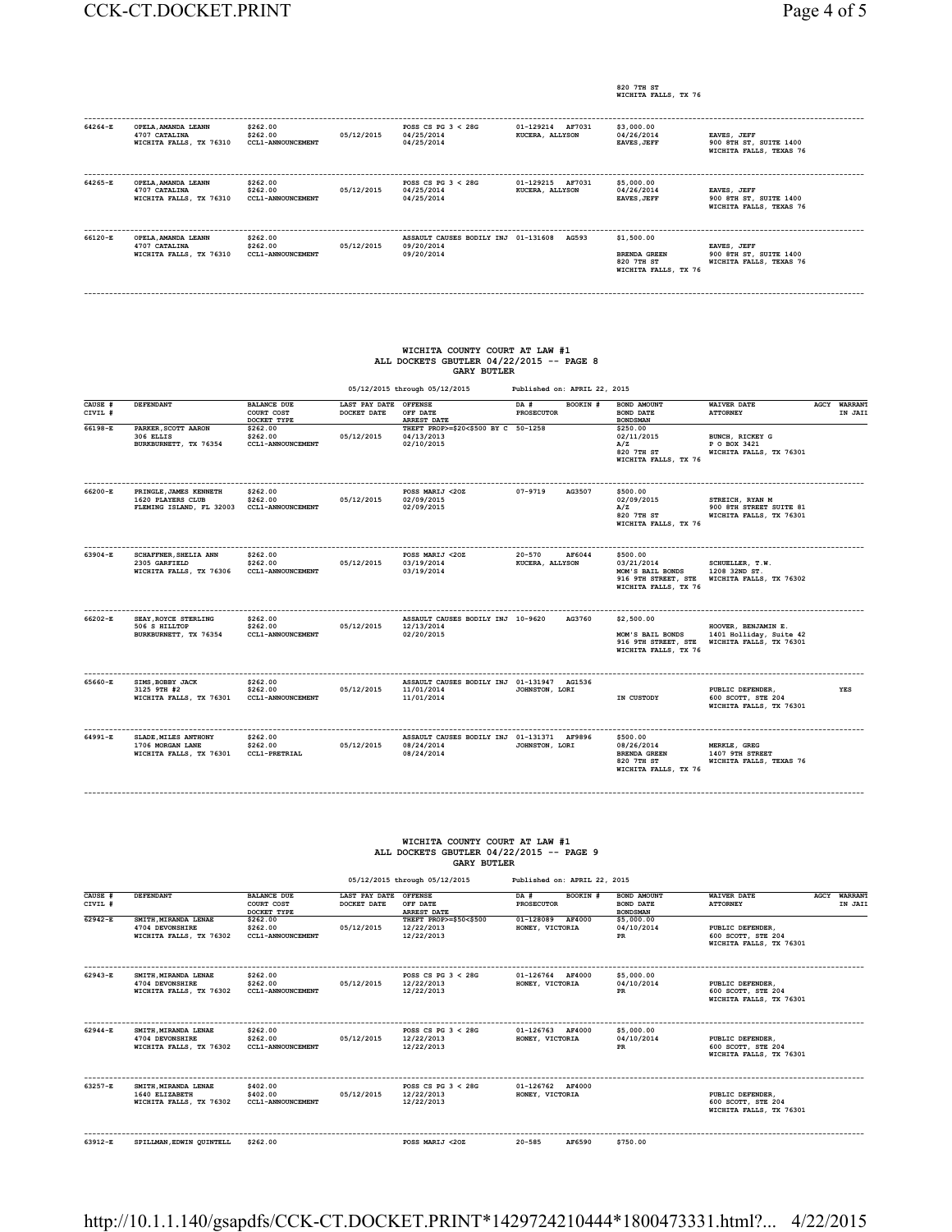820 7TH ST
WICHITA FALLS, TX 76

| CAUSE # / CIVIL # | DEFENDANT | BALANCE DUE / COURT COST / DOCKET TYPE | LAST PAY DATE / DOCKET DATE | OFFENSE / OFF DATE / ARREST DATE | DA # / PROSECUTOR | BOOKIN # | BOND AMOUNT / BOND DATE / BONDSMAN | WAIVER DATE / ATTORNEY | AGCY | WARRANT IN JAIL |
|---|---|---|---|---|---|---|---|---|---|---|
| 64264-E | OPELA, AMANDA LEANN 4707 CATALINA WICHITA FALLS, TX 76310 | $262.00 $262.00 CCL1-ANNOUNCEMENT | 05/12/2015 | POSS CS PG 3 < 28G 04/25/2014 04/25/2014 | 01-129214 KUCERA, ALLYSON | AF7031 | $3,000.00 04/26/2014 EAVES, JEFF | EAVES, JEFF 900 8TH ST, SUITE 1400 WICHITA FALLS, TEXAS 76 | | |
| 64265-E | OPELA, AMANDA LEANN 4707 CATALINA WICHITA FALLS, TX 76310 | $262.00 $262.00 CCL1-ANNOUNCEMENT | 05/12/2015 | POSS CS PG 3 < 28G 04/25/2014 04/25/2014 | 01-129215 KUCERA, ALLYSON | AF7031 | $5,000.00 04/26/2014 EAVES, JEFF | EAVES, JEFF 900 8TH ST, SUITE 1400 WICHITA FALLS, TEXAS 76 | | |
| 66120-E | OPELA, AMANDA LEANN 4707 CATALINA WICHITA FALLS, TX 76310 | $262.00 $262.00 CCL1-ANNOUNCEMENT | 05/12/2015 | ASSAULT CAUSES BODILY INJ 09/20/2014 09/20/2014 | 01-131608 | AG593 | $1,500.00 BRENDA GREEN 820 7TH ST WICHITA FALLS, TX 76 | EAVES, JEFF 900 8TH ST, SUITE 1400 WICHITA FALLS, TEXAS 76 | | |

## WICHITA COUNTY COURT AT LAW #1
## ALL DOCKETS GBUTLER 04/22/2015 -- PAGE 8
## GARY BUTLER

05/12/2015 through 05/12/2015 Published on: APRIL 22, 2015

| CAUSE # / CIVIL # | DEFENDANT | BALANCE DUE / COURT COST / DOCKET TYPE | LAST PAY DATE / DOCKET DATE | OFFENSE / OFF DATE / ARREST DATE | DA # / PROSECUTOR | BOOKIN # | BOND AMOUNT / BOND DATE / BONDSMAN | WAIVER DATE / ATTORNEY | AGCY | WARRANT IN JAIL |
|---|---|---|---|---|---|---|---|---|---|---|
| 66198-E | PARKER, SCOTT AARON 306 ELLIS BURKBURNETT, TX 76354 | $262.00 $262.00 CCL1-ANNOUNCEMENT | 05/12/2015 | THEFT PROP>=$20<$500 BY C 04/13/2013 02/10/2015 | 50-1258 | | $250.00 02/11/2015 A/Z 820 7TH ST WICHITA FALLS, TX 76 | BUNCH, RICKEY G P O BOX 3421 WICHITA FALLS, TX 76301 | | |
| 66200-E | PRINGLE, JAMES KENNETH 1620 PLAYERS CLUB FLEMING ISLAND, FL 32003 | $262.00 $262.00 CCL1-ANNOUNCEMENT | 05/12/2015 | POSS MARIJ <2OZ 02/09/2015 02/09/2015 | 07-9719 | AG3507 | $500.00 02/09/2015 A/Z 820 7TH ST WICHITA FALLS, TX 76 | STREICH, RYAN M 900 8TH STREET SUITE 81 WICHITA FALLS, TX 76301 | | |
| 63904-E | SCHAFFNER, SHELIA ANN 2305 GARFIELD WICHITA FALLS, TX 76306 | $262.00 $262.00 CCL1-ANNOUNCEMENT | 05/12/2015 | POSS MARIJ <2OZ 03/19/2014 03/19/2014 | 20-570 KUCERA, ALLYSON | AF6044 | $500.00 03/21/2014 MOM'S BAIL BONDS 916 9TH STREET, STE WICHITA FALLS, TX 76 | SCHUELLER, T.W. 1208 32ND ST. WICHITA FALLS, TX 76302 | | |
| 66202-E | SEAY, ROYCE STERLING 506 S HILLTOP BURKBURNETT, TX 76354 | $262.00 $262.00 CCL1-ANNOUNCEMENT | 05/12/2015 | ASSAULT CAUSES BODILY INJ 12/13/2014 02/20/2015 | 10-9620 | AG3760 | $2,500.00 MOM'S BAIL BONDS 916 9TH STREET, STE WICHITA FALLS, TX 76 | HOOVER, BENJAMIN E. 1401 Holliday, Suite 42 WICHITA FALLS, TX 76301 | | |
| 65660-E | SIMS, BOBBY JACK 3125 9TH #2 WICHITA FALLS, TX 76301 | $262.00 $262.00 CCL1-ANNOUNCEMENT | 05/12/2015 | ASSAULT CAUSES BODILY INJ 11/01/2014 11/01/2014 | 01-131947 JOHNSTON, LORI | AG1536 | IN CUSTODY | PUBLIC DEFENDER, 600 SCOTT, STE 204 WICHITA FALLS, TX 76301 | | YES |
| 64991-E | SLADE, MILES ANTHONY 1706 MORGAN LANE WICHITA FALLS, TX 76301 | $262.00 $262.00 CCL1-PRETRIAL | 05/12/2015 | ASSAULT CAUSES BODILY INJ 08/24/2014 08/24/2014 | 01-131371 JOHNSTON, LORI | AF9896 | $500.00 08/26/2014 BRENDA GREEN 820 7TH ST WICHITA FALLS, TX 76 | MERKLE, GREG 1407 9TH STREET WICHITA FALLS, TEXAS 76 | | |

## WICHITA COUNTY COURT AT LAW #1
## ALL DOCKETS GBUTLER 04/22/2015 -- PAGE 9
## GARY BUTLER

05/12/2015 through 05/12/2015 Published on: APRIL 22, 2015

| CAUSE # / CIVIL # | DEFENDANT | BALANCE DUE / COURT COST / DOCKET TYPE | LAST PAY DATE / DOCKET DATE | OFFENSE / OFF DATE / ARREST DATE | DA # / PROSECUTOR | BOOKIN # | BOND AMOUNT / BOND DATE / BONDSMAN | WAIVER DATE / ATTORNEY | AGCY | WARRANT IN JAIL |
|---|---|---|---|---|---|---|---|---|---|---|
| 62942-E | SMITH, MIRANDA LENAE 4704 DEVONSHIRE WICHITA FALLS, TX 76302 | $262.00 $262.00 CCL1-ANNOUNCEMENT | 05/12/2015 | THEFT PROP>=$50<$500 12/22/2013 12/22/2013 | 01-128089 HONEY, VICTORIA | AF4000 | $5,000.00 04/10/2014 PR | PUBLIC DEFENDER, 600 SCOTT, STE 204 WICHITA FALLS, TX 76301 | | |
| 62943-E | SMITH, MIRANDA LENAE 4704 DEVONSHIRE WICHITA FALLS, TX 76302 | $262.00 $262.00 CCL1-ANNOUNCEMENT | 05/12/2015 | POSS CS PG 3 < 28G 12/22/2013 12/22/2013 | 01-126764 HONEY, VICTORIA | AF4000 | $5,000.00 04/10/2014 PR | PUBLIC DEFENDER, 600 SCOTT, STE 204 WICHITA FALLS, TX 76301 | | |
| 62944-E | SMITH, MIRANDA LENAE 4704 DEVONSHIRE WICHITA FALLS, TX 76302 | $262.00 $262.00 CCL1-ANNOUNCEMENT | 05/12/2015 | POSS CS PG 3 < 28G 12/22/2013 12/22/2013 | 01-126763 HONEY, VICTORIA | AF4000 | $5,000.00 04/10/2014 PR | PUBLIC DEFENDER, 600 SCOTT, STE 204 WICHITA FALLS, TX 76301 | | |
| 63257-E | SMITH, MIRANDA LENAE 1640 ELIZABETH WICHITA FALLS, TX 76302 | $402.00 $402.00 CCL1-ANNOUNCEMENT | 05/12/2015 | POSS CS PG 3 < 28G 12/22/2013 12/22/2013 | 01-126762 HONEY, VICTORIA | AF4000 | | PUBLIC DEFENDER, 600 SCOTT, STE 204 WICHITA FALLS, TX 76301 | | |
| 63912-E | SPILLMAN, EDWIN QUINTELL | $262.00 | | POSS MARIJ <2OZ | 20-585 | AF6590 | $750.00 | | | |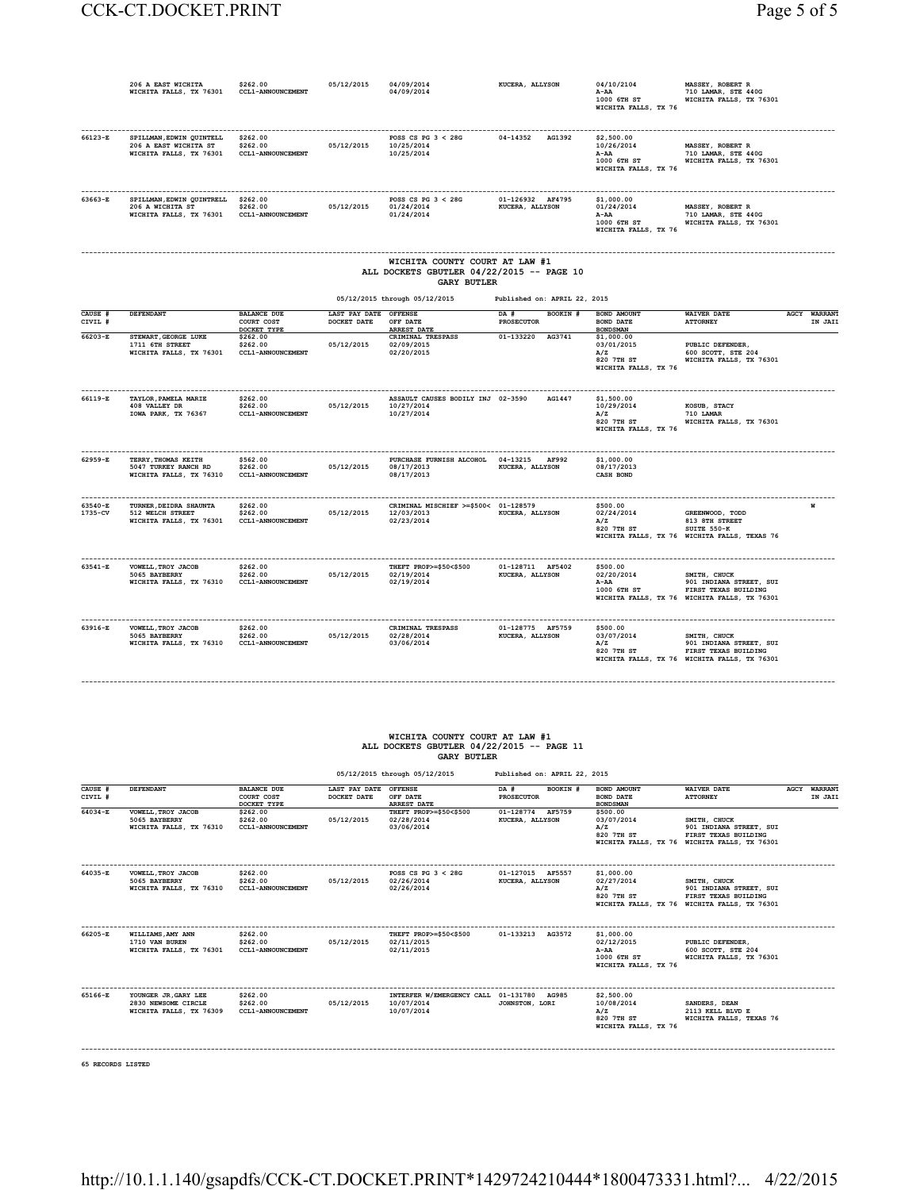| | | | | | | |
|---|---|---|---|---|---|---|
| | 206 A EAST WICHITA<br>WICHITA FALLS, TX 76301 | $262.00<br>CCL1-ANNOUNCEMENT | 05/12/2015 | 04/09/2014<br>04/09/2014 | KUCERA, ALLYSON | 04/10/2104<br>A-AA<br>1000 6TH ST<br>WICHITA FALLS, TX 76 | MASSEY, ROBERT R<br>710 LAMAR, STE 440G<br>WICHITA FALLS, TX 76301 |
| 66123-E | SPILLMAN,EDWIN QUINTELL<br>206 A EAST WICHITA ST<br>WICHITA FALLS, TX 76301 | $262.00<br>$262.00<br>CCL1-ANNOUNCEMENT | 05/12/2015 | POSS CS PG 3 < 28G<br>10/25/2014<br>10/25/2014 | 04-14352 AG1392 | $2,500.00<br>10/26/2014<br>A-AA<br>1000 6TH ST<br>WICHITA FALLS, TX 76 | MASSEY, ROBERT R<br>710 LAMAR, STE 440G<br>WICHITA FALLS, TX 76301 |
| 63663-E | SPILLMAN,EDWIN QUINTELL<br>206 A WICHITA ST<br>WICHITA FALLS, TX 76301 | $262.00<br>$262.00<br>CCL1-ANNOUNCEMENT | 05/12/2015 | POSS CS PG 3 < 28G<br>01/24/2014<br>01/24/2014 | 01-126932 AF4795<br>KUCERA, ALLYSON | $1,000.00<br>01/24/2014<br>A-AA<br>1000 6TH ST<br>WICHITA FALLS, TX 76 | MASSEY, ROBERT R<br>710 LAMAR, STE 440G<br>WICHITA FALLS, TX 76301 |

WICHITA COUNTY COURT AT LAW #1
ALL DOCKETS GBUTLER 04/22/2015 -- PAGE 10
GARY BUTLER

05/12/2015 through 05/12/2015 Published on: APRIL 22, 2015

| CAUSE #<br>CIVIL # | DEFENDANT | BALANCE DUE<br>COURT COST<br>DOCKET TYPE | LAST PAY DATE<br>DOCKET DATE | OFFENSE<br>OFF DATE<br>ARREST DATE | DA # BOOKIN #<br>PROSECUTOR | BOND AMOUNT<br>BOND DATE<br>BONDSMAN | WAIVER DATE<br>ATTORNEY | AGCY | WARRANT<br>IN JAIL |
|---|---|---|---|---|---|---|---|---|---|
| 66203-E | STEWART,GEORGE LUKE<br>1711 6TH STREET<br>WICHITA FALLS, TX 76301 | $262.00<br>$262.00<br>CCL1-ANNOUNCEMENT | 05/12/2015 | CRIMINAL TRESPASS<br>02/09/2015<br>02/20/2015 | 01-133220 AG3741 | $1,000.00<br>03/01/2015<br>A/Z<br>820 7TH ST<br>WICHITA FALLS, TX 76 | PUBLIC DEFENDER,<br>600 SCOTT, STE 204<br>WICHITA FALLS, TX 76301 | | |
| 66119-E | TAYLOR,PAMELA MARIE<br>408 VALLEY DR<br>IOWA PARK, TX 76367 | $262.00<br>$262.00<br>CCL1-ANNOUNCEMENT | 05/12/2015 | ASSAULT CAUSES BODILY INJ<br>10/27/2014<br>10/27/2014 | 02-3590 AG1447 | $1,500.00<br>10/29/2014<br>A/Z<br>820 7TH ST<br>WICHITA FALLS, TX 76 | KOSUB, STACY<br>710 LAMAR<br>WICHITA FALLS, TX 76301 | | |
| 62959-E | TERRY,THOMAS KEITH<br>5047 TURKEY RANCH RD<br>WICHITA FALLS, TX 76310 | $562.00<br>$262.00<br>CCL1-ANNOUNCEMENT | 05/12/2015 | PURCHASE FURNISH ALCOHOL<br>08/17/2013<br>08/17/2013 | 04-13215 AF992<br>KUCERA, ALLYSON | $1,000.00<br>08/17/2013<br>CASH BOND | | | |
| 63540-E<br>1735-CV | TURNER,DEIDRA SHAUNTA<br>512 WELCH STREET<br>WICHITA FALLS, TX 76301 | $262.00<br>$262.00<br>CCL1-ANNOUNCEMENT | 05/12/2015 | CRIMINAL MISCHIEF >=$500<<br>12/03/2013<br>02/23/2014 | 01-128579<br>KUCERA, ALLYSON | $500.00<br>02/24/2014<br>A/Z<br>820 7TH ST<br>WICHITA FALLS, TX 76 | GREENWOOD, TODD<br>813 8TH STREET<br>SUITE 550-K<br>WICHITA FALLS, TEXAS 76 | | W |
| 63541-E | VOWELL,TROY JACOB<br>5065 BAYBERRY<br>WICHITA FALLS, TX 76310 | $262.00<br>$262.00<br>CCL1-ANNOUNCEMENT | 05/12/2015 | THEFT PROP>=$50<$500<br>02/19/2014<br>02/19/2014 | 01-128711 AF5402<br>KUCERA, ALLYSON | $500.00<br>02/20/2014<br>A-AA<br>1000 6TH ST<br>WICHITA FALLS, TX 76 | SMITH, CHUCK<br>901 INDIANA STREET, SUI<br>FIRST TEXAS BUILDING<br>WICHITA FALLS, TX 76301 | | |
| 63916-E | VOWELL,TROY JACOB<br>5065 BAYBERRY<br>WICHITA FALLS, TX 76310 | $262.00<br>$262.00<br>CCL1-ANNOUNCEMENT | 05/12/2015 | CRIMINAL TRESPASS<br>02/28/2014<br>03/06/2014 | 01-128775 AF5759<br>KUCERA, ALLYSON | $500.00<br>03/07/2014<br>A/Z<br>820 7TH ST<br>WICHITA FALLS, TX 76 | SMITH, CHUCK<br>901 INDIANA STREET, SUI<br>FIRST TEXAS BUILDING<br>WICHITA FALLS, TX 76301 | | |

WICHITA COUNTY COURT AT LAW #1
ALL DOCKETS GBUTLER 04/22/2015 -- PAGE 11
GARY BUTLER

05/12/2015 through 05/12/2015 Published on: APRIL 22, 2015

| CAUSE #<br>CIVIL # | DEFENDANT | BALANCE DUE<br>COURT COST<br>DOCKET TYPE | LAST PAY DATE<br>DOCKET DATE | OFFENSE<br>OFF DATE<br>ARREST DATE | DA # BOOKIN #<br>PROSECUTOR | BOND AMOUNT<br>BOND DATE<br>BONDSMAN | WAIVER DATE<br>ATTORNEY | AGCY | WARRANT<br>IN JAIL |
|---|---|---|---|---|---|---|---|---|---|
| 64034-E | VOWELL,TROY JACOB<br>5065 BAYBERRY<br>WICHITA FALLS, TX 76310 | $262.00<br>$262.00<br>CCL1-ANNOUNCEMENT | 05/12/2015 | THEFT PROP>=$50<$500<br>02/28/2014<br>03/06/2014 | 01-128774 AF5759<br>KUCERA, ALLYSON | $500.00<br>03/07/2014<br>A/Z<br>820 7TH ST<br>WICHITA FALLS, TX 76 | SMITH, CHUCK<br>901 INDIANA STREET, SUI<br>FIRST TEXAS BUILDING<br>WICHITA FALLS, TX 76301 | | |
| 64035-E | VOWELL,TROY JACOB<br>5065 BAYBERRY<br>WICHITA FALLS, TX 76310 | $262.00<br>$262.00<br>CCL1-ANNOUNCEMENT | 05/12/2015 | POSS CS PG 3 < 28G<br>02/26/2014<br>02/26/2014 | 01-127015 AF5557<br>KUCERA, ALLYSON | $1,000.00<br>02/27/2014<br>A/Z<br>820 7TH ST<br>WICHITA FALLS, TX 76 | SMITH, CHUCK<br>901 INDIANA STREET, SUI<br>FIRST TEXAS BUILDING<br>WICHITA FALLS, TX 76301 | | |
| 66205-E | WILLIAMS,AMY ANN<br>1710 VAN BUREN<br>WICHITA FALLS, TX 76301 | $262.00<br>$262.00<br>CCL1-ANNOUNCEMENT | 05/12/2015 | THEFT PROP>=$50<$500<br>02/11/2015<br>02/11/2015 | 01-133213 AG3572 | $1,000.00<br>02/12/2015<br>A-AA<br>1000 6TH ST<br>WICHITA FALLS, TX 76 | PUBLIC DEFENDER,<br>600 SCOTT, STE 204<br>WICHITA FALLS, TX 76301 | | |
| 65166-E | YOUNGER JR,GARY LEE<br>2830 NEWSOME CIRCLE<br>WICHITA FALLS, TX 76309 | $262.00<br>$262.00<br>CCL1-ANNOUNCEMENT | 05/12/2015 | INTERFER W/EMERGENCY CALL<br>10/07/2014<br>10/07/2014 | 01-131780 AG985<br>JOHNSTON, LORI | $2,500.00<br>10/08/2014<br>A/Z<br>820 7TH ST<br>WICHITA FALLS, TX 76 | SANDERS, DEAN<br>2113 KELL BLVD E<br>WICHITA FALLS, TEXAS 76 | | |

65 RECORDS LISTED